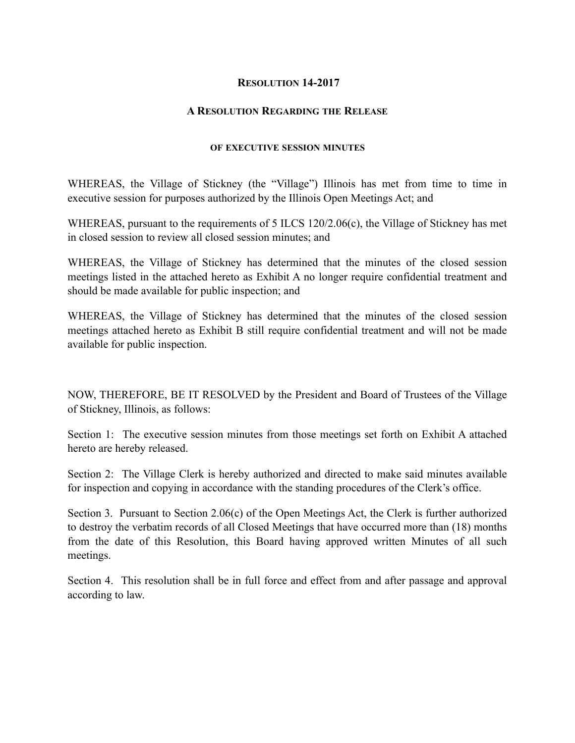**RESOLUTION 14-2017**

**A RESOLUTION REGARDING THE RELEASE**

**OF EXECUTIVE SESSION MINUTES**

WHEREAS, the Village of Stickney (the "Village") Illinois has met from time to time in executive session for purposes authorized by the Illinois Open Meetings Act; and

WHEREAS, pursuant to the requirements of 5 ILCS 120/2.06(c), the Village of Stickney has met in closed session to review all closed session minutes; and

WHEREAS, the Village of Stickney has determined that the minutes of the closed session meetings listed in the attached hereto as Exhibit A no longer require confidential treatment and should be made available for public inspection; and

WHEREAS, the Village of Stickney has determined that the minutes of the closed session meetings attached hereto as Exhibit B still require confidential treatment and will not be made available for public inspection.

NOW, THEREFORE, BE IT RESOLVED by the President and Board of Trustees of the Village of Stickney, Illinois, as follows:

Section 1: The executive session minutes from those meetings set forth on Exhibit A attached hereto are hereby released.

Section 2: The Village Clerk is hereby authorized and directed to make said minutes available for inspection and copying in accordance with the standing procedures of the Clerk's office.

Section 3. Pursuant to Section 2.06(c) of the Open Meetings Act, the Clerk is further authorized to destroy the verbatim records of all Closed Meetings that have occurred more than (18) months from the date of this Resolution, this Board having approved written Minutes of all such meetings.

Section 4. This resolution shall be in full force and effect from and after passage and approval according to law.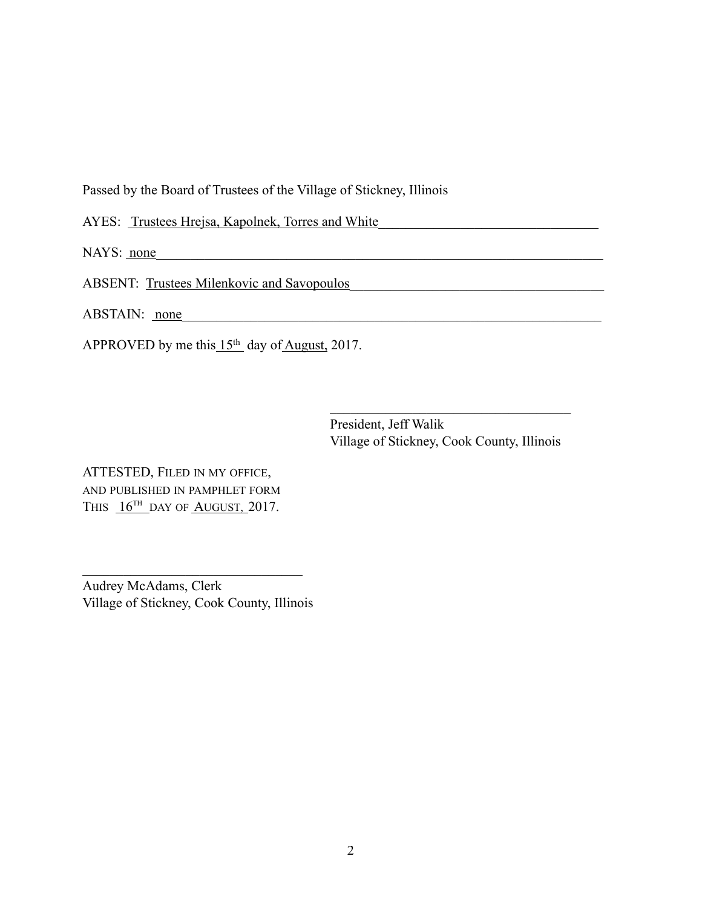Passed by the Board of Trustees of the Village of Stickney, Illinois

AYES: Trustees Hrejsa, Kapolnek, Torres and White

NAYS: none

ABSENT: Trustees Milenkovic and Savopoulos

ABSTAIN: none

APPROVED by me this 15th day of August, 2017.

\_\_\_\_\_\_\_\_\_\_\_\_\_\_\_\_\_\_\_\_\_\_\_\_\_\_\_\_\_\_\_\_\_\_\_\_
President, Jeff Walik
Village of Stickney, Cook County, Illinois

ATTESTED, FILED IN MY OFFICE,
AND PUBLISHED IN PAMPHLET FORM
THIS 16TH DAY OF AUGUST, 2017.

\_\_\_\_\_\_\_\_\_\_\_\_\_\_\_\_\_\_\_\_\_\_\_\_\_\_\_\_\_\_\_\_\_\_\_\_
Audrey McAdams, Clerk
Village of Stickney, Cook County, Illinois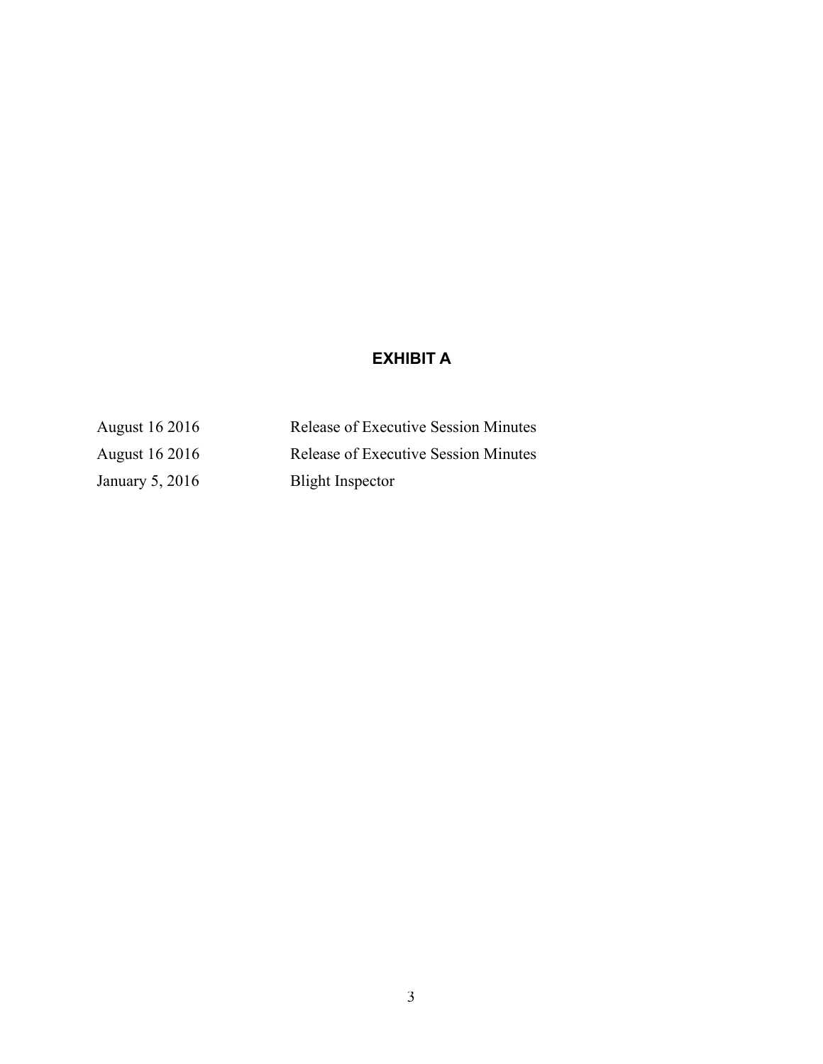# EXHIBIT A

| | |
|---|---|
| August 16 2016 | Release of Executive Session Minutes |
| August 16 2016 | Release of Executive Session Minutes |
| January 5, 2016 | Blight Inspector |